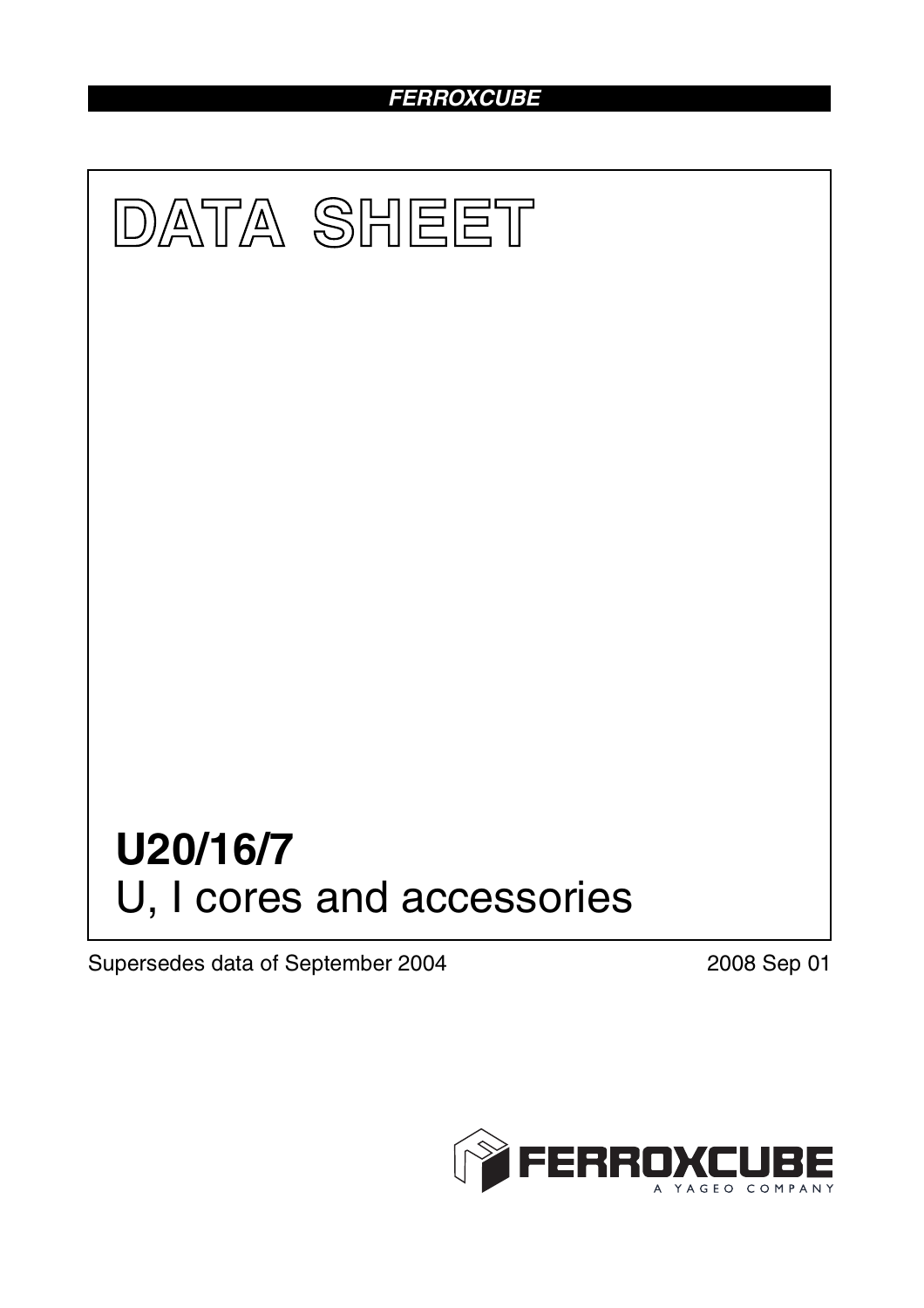FERROXCUBE

# DATA SHEET

# U20/16/7

U, I cores and accessories

Supersedes data of September 2004

2008 Sep 01

FERROXCUBE

A YAGEO COMPANY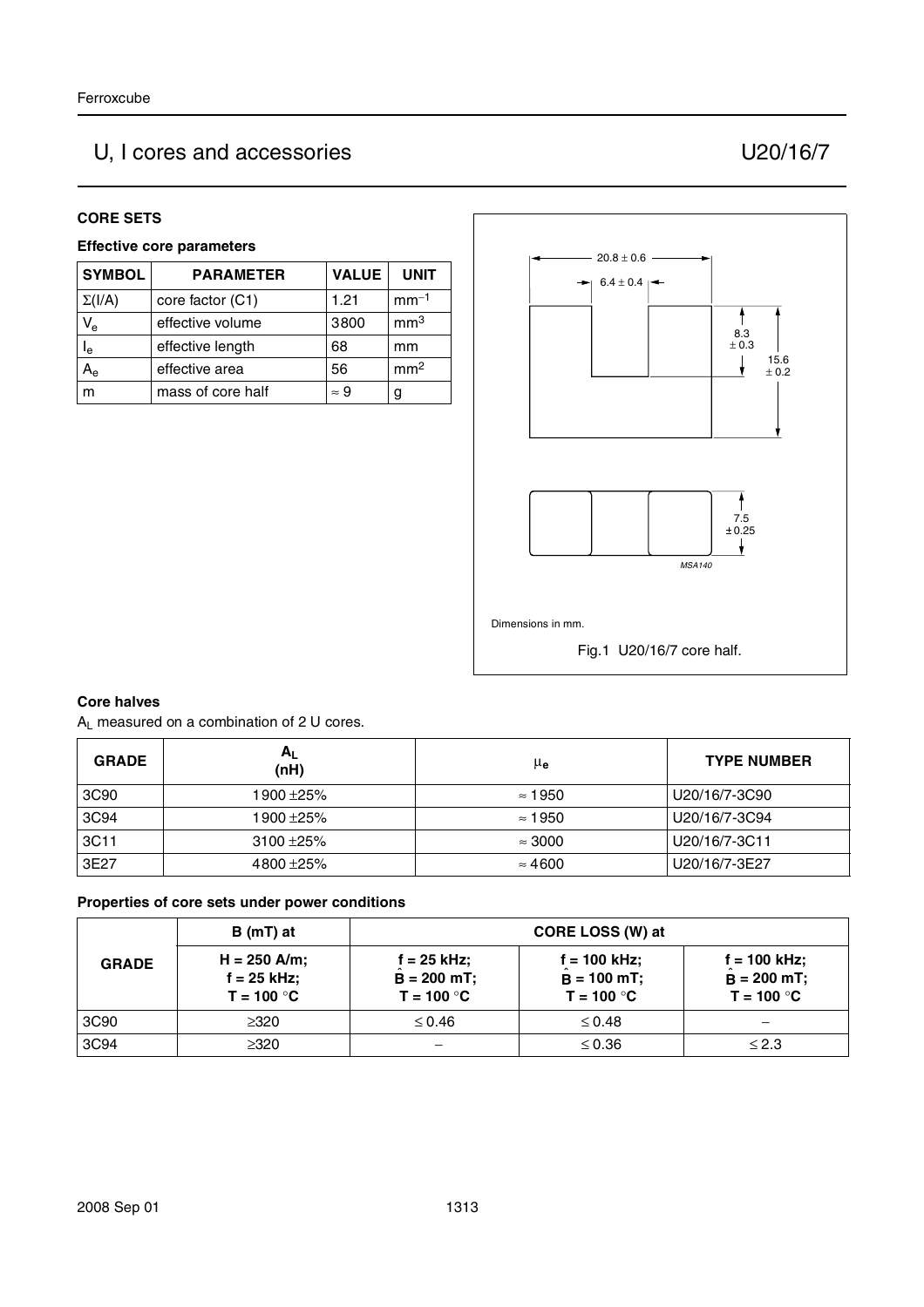# U, I cores and accessories — U20/16/7

## CORE SETS

### Effective core parameters

| SYMBOL | PARAMETER | VALUE | UNIT |
|---|---|---|---|
| $\Sigma(I/A)$ | core factor (C1) | 1.21 | $mm^{-1}$ |
| $V_e$ | effective volume | 3800 | $mm^3$ |
| $I_e$ | effective length | 68 | mm |
| $A_e$ | effective area | 56 | $mm^2$ |
| m | mass of core half | ≈ 9 | g |

Dimensions in mm.

Fig.1 U20/16/7 core half.

### Core halves

$A_L$ measured on a combination of 2 U cores.

| GRADE | $A_L$ (nH) | $\mu_e$ | TYPE NUMBER |
|---|---|---|---|
| 3C90 | 1900 ±25% | ≈ 1950 | U20/16/7-3C90 |
| 3C94 | 1900 ±25% | ≈ 1950 | U20/16/7-3C94 |
| 3C11 | 3100 ±25% | ≈ 3000 | U20/16/7-3C11 |
| 3E27 | 4800 ±25% | ≈ 4600 | U20/16/7-3E27 |

### Properties of core sets under power conditions

| GRADE | B (mT) at | CORE LOSS (W) at | | |
|---|---|---|---|---|
| | H = 250 A/m; f = 25 kHz; T = 100 °C | f = 25 kHz; $\hat{B}$ = 200 mT; T = 100 °C | f = 100 kHz; $\hat{B}$ = 100 mT; T = 100 °C | f = 100 kHz; $\hat{B}$ = 200 mT; T = 100 °C |
| 3C90 | ≥320 | ≤ 0.46 | ≤ 0.48 | − |
| 3C94 | ≥320 | − | ≤ 0.36 | ≤ 2.3 |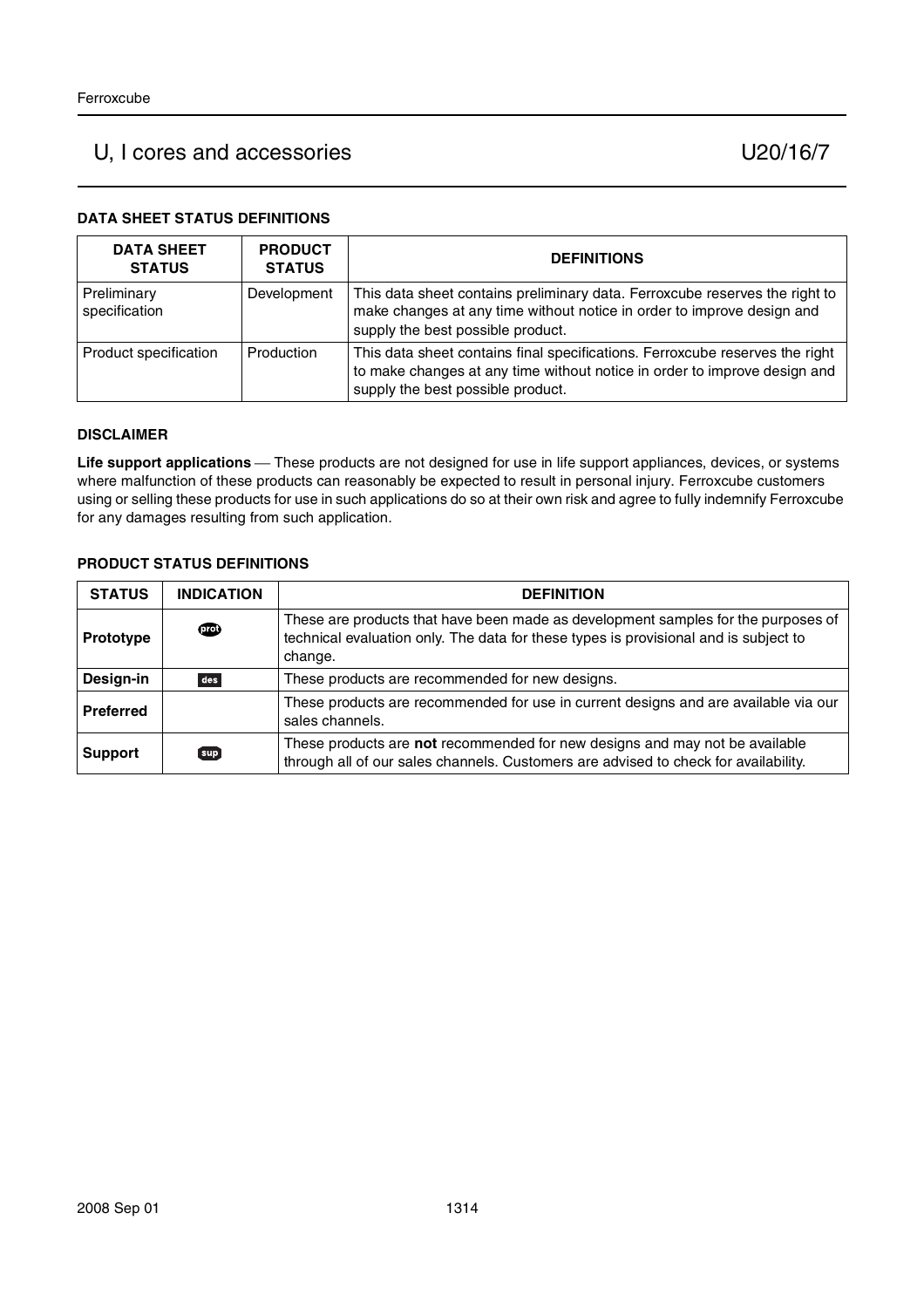### DATA SHEET STATUS DEFINITIONS

| DATA SHEET STATUS | PRODUCT STATUS | DEFINITIONS |
|---|---|---|
| Preliminary specification | Development | This data sheet contains preliminary data. Ferroxcube reserves the right to make changes at any time without notice in order to improve design and supply the best possible product. |
| Product specification | Production | This data sheet contains final specifications. Ferroxcube reserves the right to make changes at any time without notice in order to improve design and supply the best possible product. |

### DISCLAIMER

**Life support applications** — These products are not designed for use in life support appliances, devices, or systems where malfunction of these products can reasonably be expected to result in personal injury. Ferroxcube customers using or selling these products for use in such applications do so at their own risk and agree to fully indemnify Ferroxcube for any damages resulting from such application.

### PRODUCT STATUS DEFINITIONS

| STATUS | INDICATION | DEFINITION |
|---|---|---|
| **Prototype** | prot | These are products that have been made as development samples for the purposes of technical evaluation only. The data for these types is provisional and is subject to change. |
| **Design-in** | des | These products are recommended for new designs. |
| **Preferred** | | These products are recommended for use in current designs and are available via our sales channels. |
| **Support** | sup | These products are **not** recommended for new designs and may not be available through all of our sales channels. Customers are advised to check for availability. |